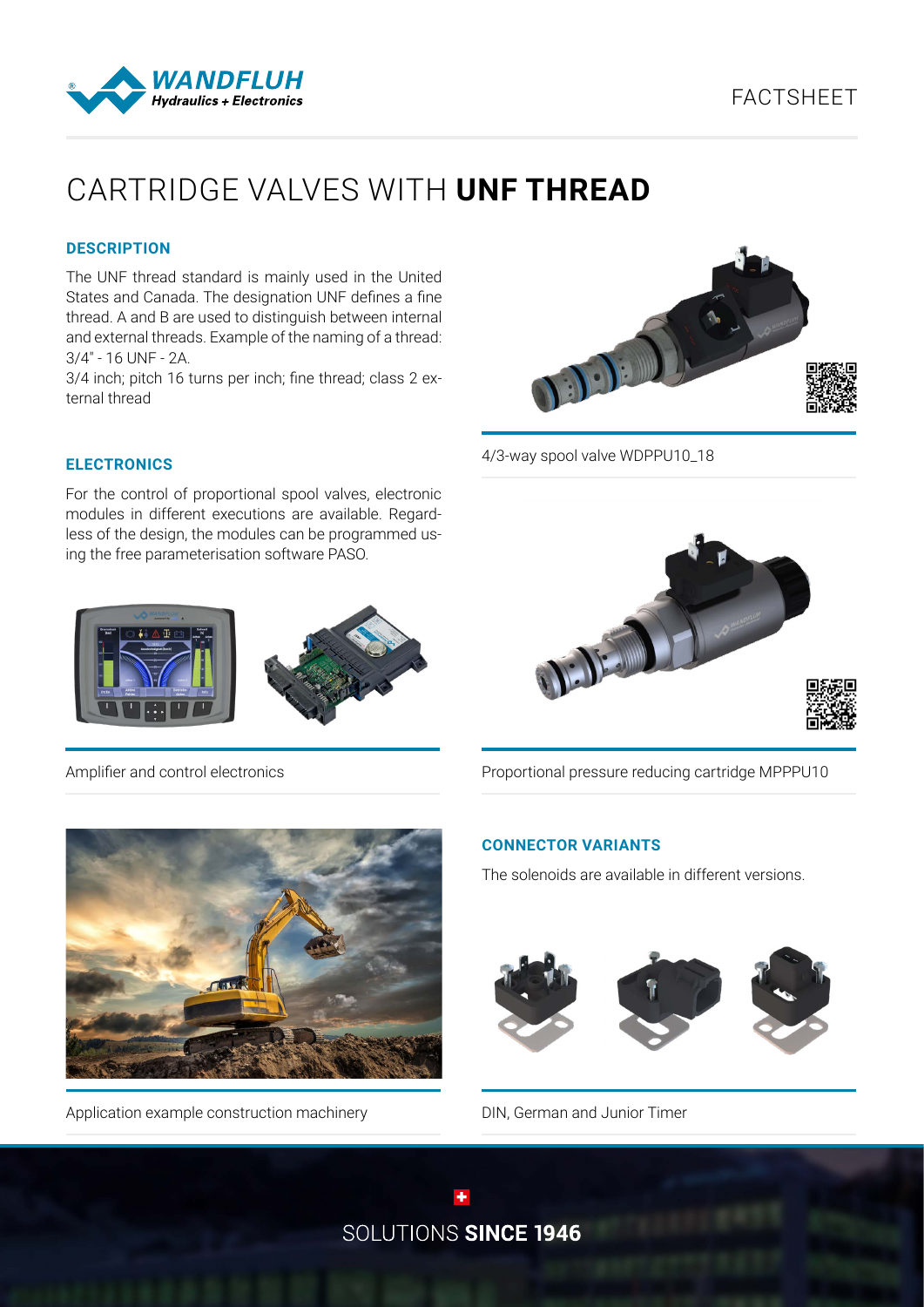FACTSHEET

# CARTRIDGE VALVES WITH **UNF THREAD**

### DESCRIPTION

The UNF thread standard is mainly used in the United States and Canada. The designation UNF defines a fine thread. A and B are used to distinguish between internal and external threads. Example of the naming of a thread: 3/4" - 16 UNF - 2A.

3/4 inch; pitch 16 turns per inch; fine thread; class 2 external thread

4/3-way spool valve WDPPU10_18

### ELECTRONICS

For the control of proportional spool valves, electronic modules in different executions are available. Regardless of the design, the modules can be programmed using the free parameterisation software PASO.

Amplifier and control electronics

Proportional pressure reducing cartridge MPPPU10

Application example construction machinery

### CONNECTOR VARIANTS

The solenoids are available in different versions.

DIN, German and Junior Timer

SOLUTIONS **SINCE 1946**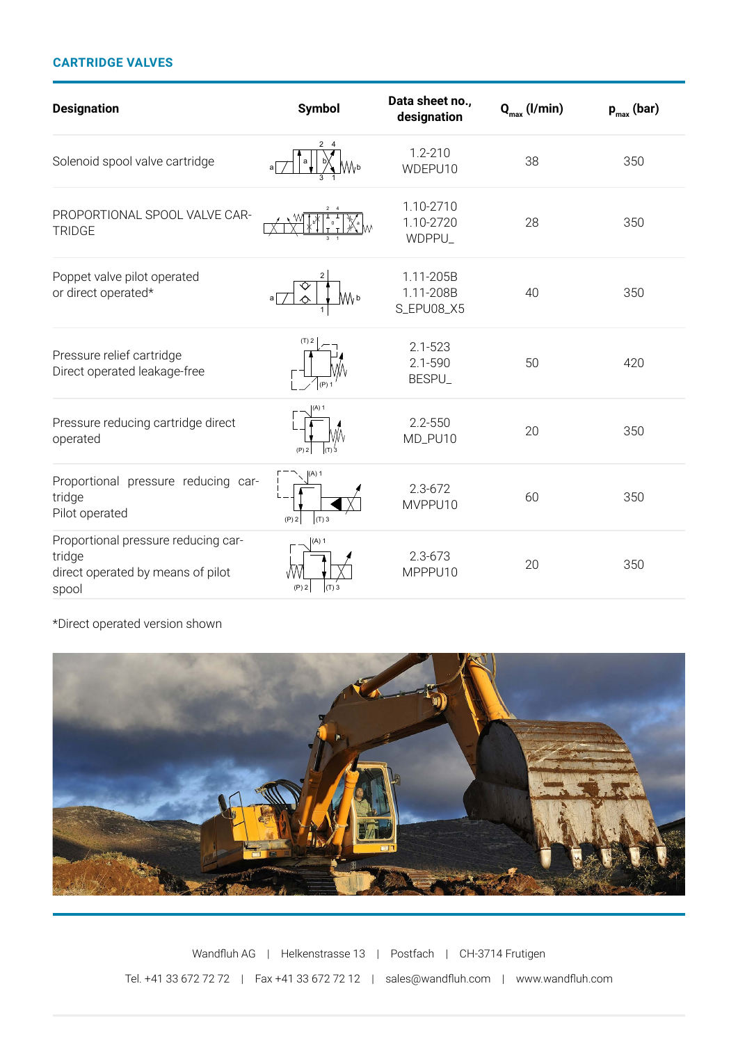## CARTRIDGE VALVES

| Designation | Symbol | Data sheet no., designation | $Q_{max}$ (l/min) | $p_{max}$ (bar) |
|---|---|---|---|---|
| Solenoid spool valve cartridge | | 1.2-210<br>WDEPU10 | 38 | 350 |
| PROPORTIONAL SPOOL VALVE CARTRIDGE | | 1.10-2710<br>1.10-2720<br>WDPPU_ | 28 | 350 |
| Poppet valve pilot operated or direct operated* | | 1.11-205B<br>1.11-208B<br>S_EPU08_X5 | 40 | 350 |
| Pressure relief cartridge<br>Direct operated leakage-free | | 2.1-523<br>2.1-590<br>BESPU_ | 50 | 420 |
| Pressure reducing cartridge direct operated | | 2.2-550<br>MD_PU10 | 20 | 350 |
| Proportional pressure reducing cartridge<br>Pilot operated | | 2.3-672<br>MVPPU10 | 60 | 350 |
| Proportional pressure reducing cartridge<br>direct operated by means of pilot spool | | 2.3-673<br>MPPPU10 | 20 | 350 |

*Direct operated version shown

Wandfluh AG | Helkenstrasse 13 | Postfach | CH-3714 Frutigen

Tel. +41 33 672 72 72 | Fax +41 33 672 72 12 | sales@wandfluh.com | www.wandfluh.com